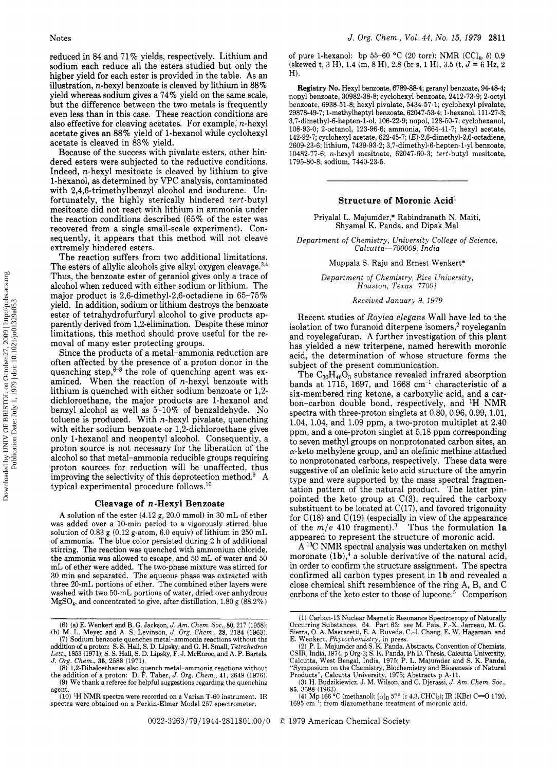reduced in 84 and 71% yields, respectively. Lithium and sodium each reduce all the esters studied but only the higher yield for each ester is provided in the table. As an illustration, *n*-hexyl benzoate is cleaved by lithium in 88% yield whereas sodium gives a 74% yield on the same scale, but the difference between the two metals is frequently even less than in this case. These reaction conditions are also effective for cleaving acetates. For example, *n*-hexyl acetate gives an 88% yield of 1-hexanol while cyclohexyl acetate is cleaved in 83% yield.

Because of the success with pivalate esters, other hindered esters were subjected to the reductive conditions. Indeed, *n*-hexyl mesitoate is cleaved by lithium to give 1-hexanol, as determined by VPC analysis, contaminated with 2,4,6-trimethylbenzyl alcohol and isodurene. Unfortunately, the highly sterically hindered *tert*-butyl mesitoate did not react with lithium in ammonia under the reaction conditions described (65% of the ester was recovered from a single small-scale experiment). Consequently, it appears that this method will not cleave extremely hindered esters.

The reaction suffers from two additional limitations. The esters of allylic alcohols give alkyl oxygen cleavage.[3,4] Thus, the benzoate ester of geraniol gives only a trace of alcohol when reduced with either sodium or lithium. The major product is 2,6-dimethyl-2,6-octadiene in 65–75% yield. In addition, sodium or lithium destroys the benzoate ester of tetrahydrofurfuryl alcohol to give products apparently derived from 1,2-elimination. Despite these minor limitations, this method should prove useful for the removal of many ester protecting groups.

Since the products of a metal–ammonia reduction are often affected by the presence of a proton donor in the quenching step,[6–8] the role of quenching agent was examined. When the reaction of *n*-hexyl benzoate with lithium is quenched with either sodium benzoate or 1,2-dichloroethane, the major products are 1-hexanol and benzyl alcohol as well as 5–10% of benzaldehyde. No toluene is produced. With *n*-hexyl pivalate, quenching with either sodium benzoate or 1,2-dichloroethane gives only 1-hexanol and neopentyl alcohol. Consequently, a proton source is not necessary for the liberation of the alcohol so that metal–ammonia reducible groups requiring proton sources for reduction will be unaffected, thus improving the selectivity of this deprotection method.[9] A typical experimental procedure follows.[10]

### Cleavage of *n*-Hexyl Benzoate

A solution of the ester (4.12 g, 20.0 mmol) in 30 mL of ether was added over a 10-min period to a vigorously stirred blue solution of 0.83 g (0.12 g-atom, 6.0 equiv) of lithium in 250 mL of ammonia. The blue color persisted during 2 h of additional stirring. The reaction was quenched with ammonium chloride, the ammonia was allowed to escape, and 50 mL of water and 50 mL of ether were added. The two-phase mixture was stirred for 30 min and separated. The aqueous phase was extracted with three 20-mL portions of ether. The combined ether layers were washed with two 50-mL portions of water, dried over anhydrous $MgSO_4$, and concentrated to give, after distillation, 1.80 g (88.2%) of pure 1-hexanol: bp 55–60 °C (20 torr); NMR ($CCl_4$, δ) 0.9 (skewed t, 3 H), 1.4 (m, 8 H), 2.8 (br s, 1 H), 3.5 (t, $J$ = 6 Hz, 2 H).

**Registry No.** Hexyl benzoate, 6789-88-4; geranyl benzoate, 94-48-4; nopyl benzoate, 30982-38-8; cyclohexyl benzoate, 2412-73-9; 2-octyl benzoate, 6938-51-8; hexyl pivalate, 5434-57-1; cyclohexyl pivalate, 29878-49-7; 1-methylheptyl benzoate, 62047-53-4; 1-hexanol, 111-27-3; 3,7-dimethyl-6-hepten-1-ol, 106-22-9; nopol, 128-50-7; cyclohexanol, 108-93-0; 2-octanol, 123-96-6; ammonia, 7664-41-7; hexyl acetate, 142-92-7; cyclohexyl acetate, 622-45-7; (*E*)-2,6-dimethyl-2,6-octadiene, 2609-23-6; lithium, 7439-93-2; 3,7-dimethyl-6-hepten-1-yl benzoate, 10482-77-6; *n*-hexyl mesitoate, 62047-60-3; *tert*-butyl mesitoate, 1795-80-8; sodium, 7440-23-5.

(6) (a) E. Wenkert and B. G. Jackson, *J. Am. Chem. Soc.*, **80**, 217 (1958); (b) M. L. Meyer and A. S. Levinson, *J. Org. Chem.*, **28**, 2184 (1963).

(7) Sodium benzoate quenches metal–ammonia reactions without the addition of a proton: S. S. Hall, S. D. Lipsky, and G. H. Small, *Tetrahedron Lett.*, 1853 (1971); S. S. Hall, S. D. Lipsky, F. J. McEnroe, and A. P. Bartels, *J. Org. Chem.*, **36**, 2588 (1971).

(8) 1,2-Dihaloethanes also quench metal–ammonia reactions without the addition of a proton: D. F. Taber, *J. Org. Chem.*, **41**, 2649 (1976).

(9) We thank a referee for helpful suggestions regarding the quenching agent.

(10) $^1H$ NMR spectra were recorded on a Varian T-60 instrument. IR spectra were obtained on a Perkin-Elmer Model 257 spectrometer.

---

## Structure of Moronic Acid[1]

Priyalal L. Majumder,* Rabindranath N. Maiti, Shyamal K. Panda, and Dipak Mal

*Department of Chemistry, University College of Science, Calcutta—700009, India*

Muppala S. Raju and Ernest Wenkert*

*Department of Chemistry, Rice University, Houston, Texas 77001*

*Received January 9, 1979*

Recent studies of *Roylea elegans* Wall have led to the isolation of two furanoid diterpene isomers,[2] royeleganin and royelegafuran. A further investigation of this plant has yielded a new triterpene, named herewith moronic acid, the determination of whose structure forms the subject of the present communication.

The $C_{30}H_{46}O_3$ substance revealed infrared absorption bands at 1715, 1697, and 1668 cm$^{-1}$ characteristic of a six-membered ring ketone, a carboxylic acid, and a carbon–carbon double bond, respectively, and $^1H$ NMR spectra with three-proton singlets at 0.80, 0.96, 0.99, 1.01, 1.04, 1.04, and 1.09 ppm, a two-proton multiplet at 2.40 ppm, and a one-proton singlet at 5.18 ppm corresponding to seven methyl groups on nonprotonated carbon sites, an α-keto methylene group, and an olefinic methine attached to nonprotonated carbons, respectively. These data were suggestive of an olefinic keto acid structure of the amyrin type and were supported by the mass spectral fragmentation pattern of the natural product. The latter pinpointed the keto group at C(3), required the carboxy substituent to be located at C(17), and favored trigonality for C(18) and C(19) (especially in view of the appearance of the $m/e$ 410 fragment).[3] Thus the formulation **1a** appeared to represent the structure of moronic acid.

A $^{13}C$ NMR spectral analysis was undertaken on methyl moronate (**1b**),[4] a soluble derivative of the natural acid, in order to confirm the structure assignment. The spectra confirmed all carbon types present in **1b** and revealed a close chemical shift resemblence of the ring A, B, and C carbons of the keto ester to those of lupeone.[5] Comparison

(1) Carbon-13 Nuclear Magnetic Resonance Spectroscopy of Naturally Occurring Substances. 64. Part 63: see M. Pais, F.-X. Jarreau, M. G. Sierra, O. A. Mascaretti, E. A. Ruveda, C.-J. Chang, E. W. Hagaman, and E. Wenkert, *Phytochemistry*, in press.

(2) P. L. Majumder and S. K. Panda, Abstracts, Convention of Chemists, CSIR, India, 1974, p Org-3; S. K. Panda, Ph.D. Thesis, Calcutta University, Calcutta, West Bengal, India, 1975; P. L. Majumder and S. K. Panda, "Symposium on the Chemistry, Biochemistry and Biogenesis of Natural Products", Calcutta University, 1975; Abstracts p A-11.

(3) H. Budzikiewicz, J. M. Wilson, and C. Djerassi, *J. Am. Chem. Soc.*, **85**, 3688 (1963).

(4) Mp 166 °C (methanol); $[\alpha]_D$ 57° ($c$ 4.3, $CHCl_3$); IR (KBr) C=O 1720, 1695 cm$^{-1}$; from diazomethane treatment of moronic acid.

0022-3263/79/1944-2811$01.00/0 © 1979 American Chemical Society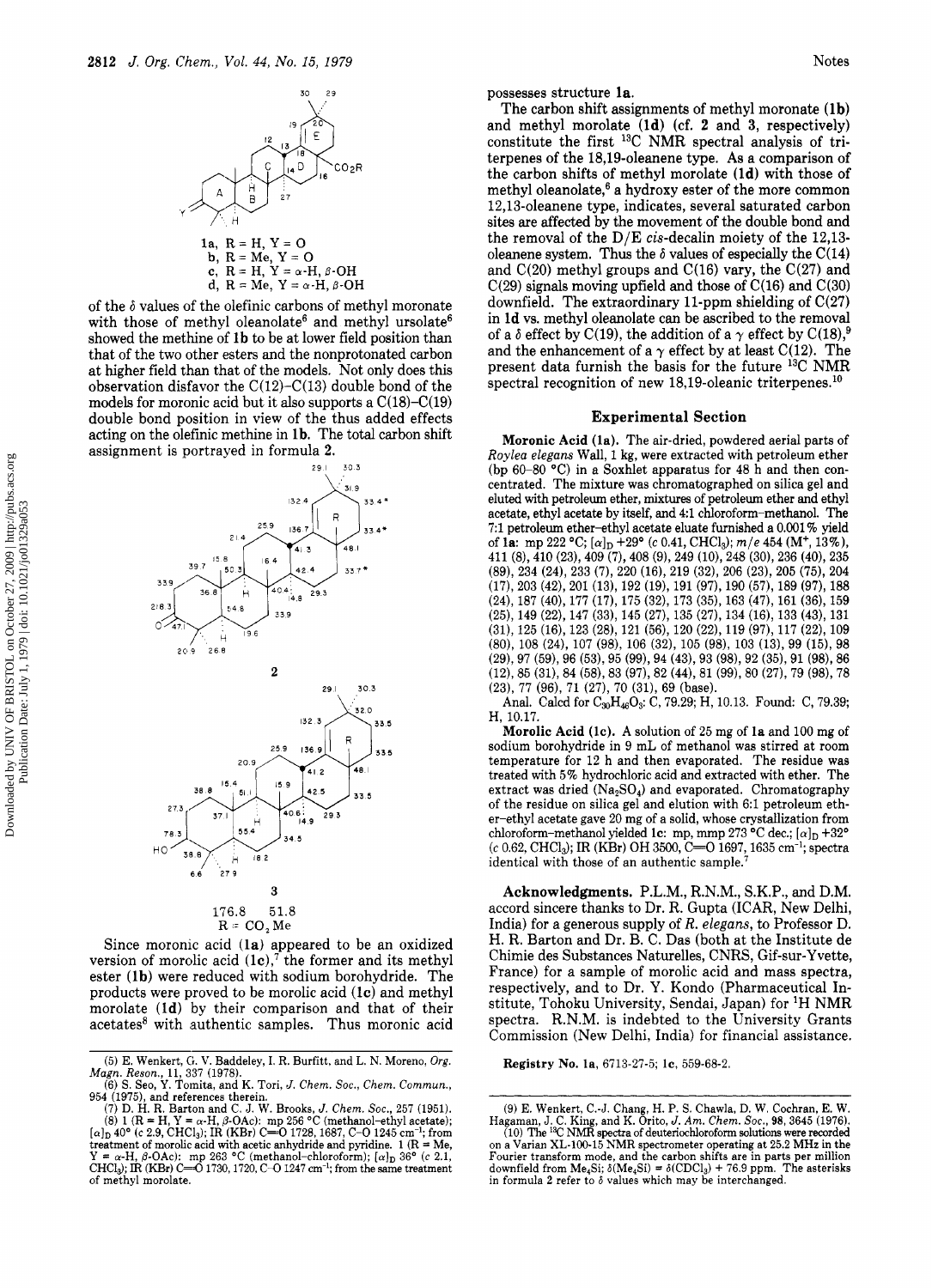1a, R = H, Y = O
b, R = Me, Y = O
c, R = H, Y = α-H, β-OH
d, R = Me, Y = α-H, β-OH

of the δ values of the olefinic carbons of methyl moronate with those of methyl oleanolate[6] and methyl ursolate[6] showed the methine of 1b to be at lower field position than that of the two other esters and the nonprotonated carbon at higher field than that of the models. Not only does this observation disfavor the C(12)–C(13) double bond of the models for moronic acid but it also supports a C(18)–C(19) double bond position in view of the thus added effects acting on the olefinic methine in 1b. The total carbon shift assignment is portrayed in formula 2.

2

3

176.8 51.8
R = $CO_2Me$

Since moronic acid (1a) appeared to be an oxidized version of morolic acid (1c),[7] the former and its methyl ester (1b) were reduced with sodium borohydride. The products were proved to be morolic acid (1c) and methyl morolate (1d) by their comparison and that of their acetates[8] with authentic samples. Thus moronic acid possesses structure 1a.

The carbon shift assignments of methyl moronate (1b) and methyl morolate (1d) (cf. 2 and 3, respectively) constitute the first $^{13}C$ NMR spectral analysis of triterpenes of the 18,19-oleanene type. As a comparison of the carbon shifts of methyl morolate (1d) with those of methyl oleanolate,[6] a hydroxy ester of the more common 12,13-oleanene type, indicates, several saturated carbon sites are affected by the movement of the double bond and the removal of the D/E *cis*-decalin moiety of the 12,13-oleanene system. Thus the δ values of especially the C(14) and C(20) methyl groups and C(16) vary, the C(27) and C(29) signals moving upfield and those of C(16) and C(30) downfield. The extraordinary 11-ppm shielding of C(27) in 1d vs. methyl oleanolate can be ascribed to the removal of a δ effect by C(19), the addition of a γ effect by C(18),[9] and the enhancement of a γ effect by at least C(12). The present data furnish the basis for the future $^{13}C$ NMR spectral recognition of new 18,19-oleanic triterpenes.[10]

## Experimental Section

**Moronic Acid (1a).** The air-dried, powdered aerial parts of *Roylea elegans* Wall, 1 kg, were extracted with petroleum ether (bp 60–80 °C) in a Soxhlet apparatus for 48 h and then concentrated. The mixture was chromatographed on silica gel and eluted with petroleum ether, mixtures of petroleum ether and ethyl acetate, ethyl acetate by itself, and 4:1 chloroform–methanol. The 7:1 petroleum ether–ethyl acetate eluate furnished a 0.001% yield of 1a: mp 222 °C; $[\alpha]_D$ +29° (*c* 0.41, $CHCl_3$); *m/e* 454 ($M^+$, 13%), 411 (8), 410 (23), 409 (7), 408 (9), 249 (10), 248 (30), 236 (40), 235 (89), 234 (24), 233 (7), 220 (16), 219 (32), 206 (23), 205 (75), 204 (17), 203 (42), 201 (13), 192 (19), 191 (97), 190 (57), 189 (97), 188 (24), 187 (40), 177 (17), 175 (32), 173 (35), 163 (47), 161 (36), 159 (25), 149 (22), 147 (33), 145 (27), 135 (27), 134 (16), 133 (43), 131 (31), 125 (16), 123 (28), 121 (56), 120 (22), 119 (97), 117 (22), 109 (80), 108 (24), 107 (98), 106 (32), 105 (98), 103 (13), 99 (15), 98 (29), 97 (59), 96 (53), 95 (99), 94 (43), 93 (98), 92 (35), 91 (98), 86 (12), 85 (31), 84 (58), 83 (97), 82 (44), 81 (99), 80 (27), 79 (98), 78 (23), 77 (96), 71 (27), 70 (31), 69 (base).

Anal. Calcd for $C_{30}H_{46}O_3$: C, 79.29; H, 10.13. Found: C, 79.39; H, 10.17.

**Morolic Acid (1c).** A solution of 25 mg of 1a and 100 mg of sodium borohydride in 9 mL of methanol was stirred at room temperature for 12 h and then evaporated. The residue was treated with 5% hydrochloric acid and extracted with ether. The extract was dried ($Na_2SO_4$) and evaporated. Chromatography of the residue on silica gel and elution with 6:1 petroleum ether–ethyl acetate gave 20 mg of a solid, whose crystallization from chloroform–methanol yielded 1c: mp, mmp 273 °C dec.; $[\alpha]_D$ +32° (*c* 0.62, $CHCl_3$); IR (KBr) OH 3500, C=O 1697, 1635 $cm^{-1}$; spectra identical with those of an authentic sample.[7]

**Acknowledgments.** P.L.M., R.N.M., S.K.P., and D.M. accord sincere thanks to Dr. R. Gupta (ICAR, New Delhi, India) for a generous supply of *R. elegans*, to Professor D. H. R. Barton and Dr. B. C. Das (both at the Institute de Chimie des Substances Naturelles, CNRS, Gif-sur-Yvette, France) for a sample of morolic acid and mass spectra, respectively, and to Dr. Y. Kondo (Pharmaceutical Institute, Tohoku University, Sendai, Japan) for $^1H$ NMR spectra. R.N.M. is indebted to the University Grants Commission (New Delhi, India) for financial assistance.

**Registry No.** 1a, 6713-27-5; 1c, 559-68-2.

(5) E. Wenkert, G. V. Baddeley, I. R. Burfitt, and L. N. Moreno, *Org. Magn. Reson.*, 11, 337 (1978).

(6) S. Seo, Y. Tomita, and K. Tori, *J. Chem. Soc., Chem. Commun.*, 954 (1975), and references therein.

(7) D. H. R. Barton and C. J. W. Brooks, *J. Chem. Soc.*, 257 (1951).

(8) 1 (R = H, Y = α-H, β-OAc): mp 256 °C (methanol–ethyl acetate); $[\alpha]_D$ 40° (*c* 2.9, $CHCl_3$); IR (KBr) C=O 1728, 1687, C–O 1245 $cm^{-1}$; from treatment of morolic acid with acetic anhydride and pyridine. 1 (R = Me, Y = α-H, β-OAc): mp 263 °C (methanol–chloroform); $[\alpha]_D$ 36° (*c* 2.1, $CHCl_3$); IR (KBr) C=O 1730, 1720, C–O 1247 $cm^{-1}$; from the same treatment of methyl morolate.

(9) E. Wenkert, C.-J. Chang, H. P. S. Chawla, D. W. Cochran, E. W. Hagaman, J. C. King, and K. Orito, *J. Am. Chem. Soc.*, 98, 3645 (1976).

(10) The $^{13}C$ NMR spectra of deuteriochloroform solutions were recorded on a Varian XL-100-15 NMR spectrometer operating at 25.2 MHz in the Fourier transform mode, and the carbon shifts are in parts per million downfield from $Me_4Si$; $\delta(Me_4Si) = \delta(CDCl_3) + 76.9$ ppm. The asterisks in formula 2 refer to δ values which may be interchanged.